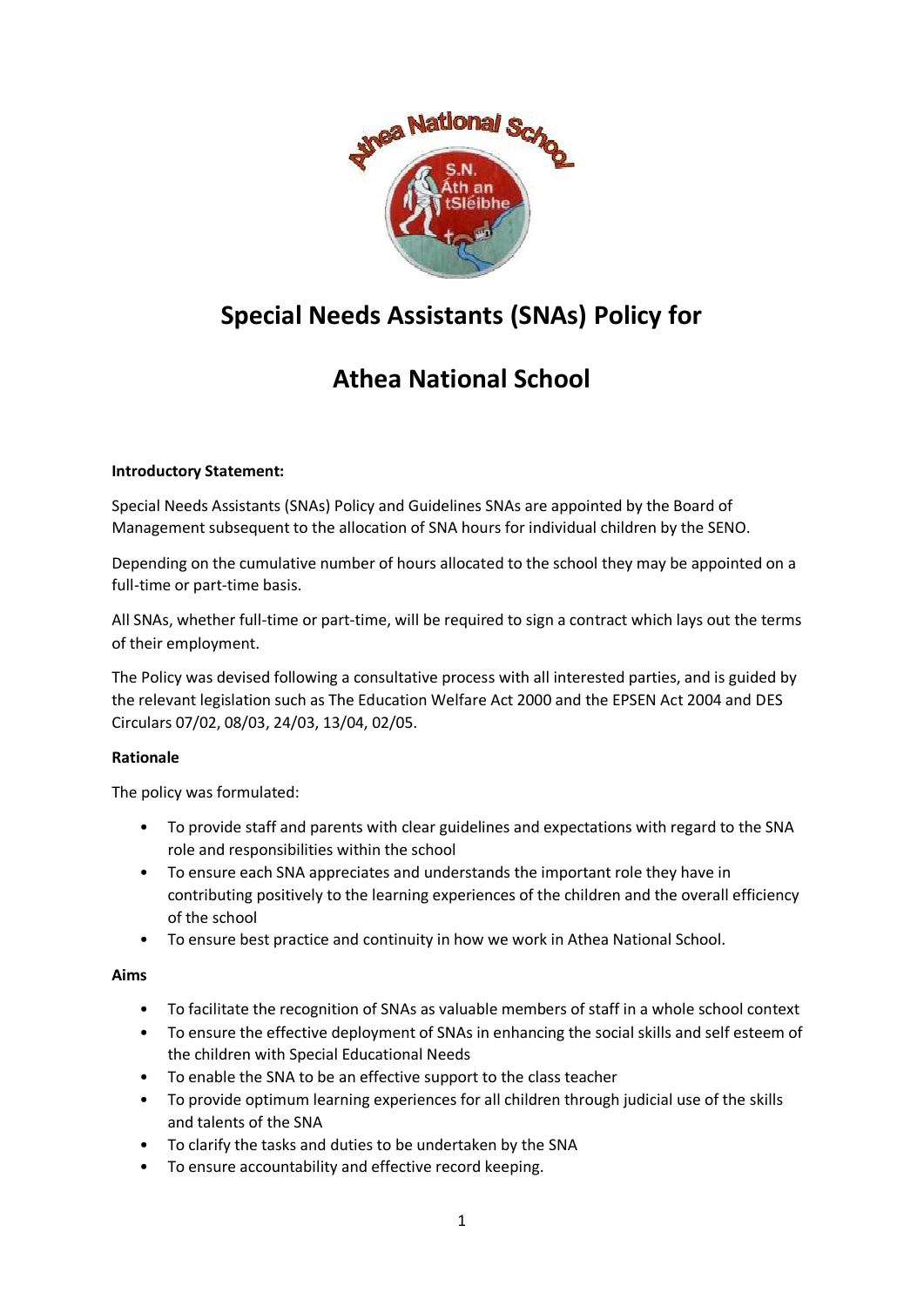# Special Needs Assistants (SNAs) Policy for

# Athea National School

**Introductory Statement:**

Special Needs Assistants (SNAs) Policy and Guidelines SNAs are appointed by the Board of Management subsequent to the allocation of SNA hours for individual children by the SENO.

Depending on the cumulative number of hours allocated to the school they may be appointed on a full-time or part-time basis.

All SNAs, whether full-time or part-time, will be required to sign a contract which lays out the terms of their employment.

The Policy was devised following a consultative process with all interested parties, and is guided by the relevant legislation such as The Education Welfare Act 2000 and the EPSEN Act 2004 and DES Circulars 07/02, 08/03, 24/03, 13/04, 02/05.

**Rationale**

The policy was formulated:

- To provide staff and parents with clear guidelines and expectations with regard to the SNA role and responsibilities within the school
- To ensure each SNA appreciates and understands the important role they have in contributing positively to the learning experiences of the children and the overall efficiency of the school
- To ensure best practice and continuity in how we work in Athea National School.

**Aims**

- To facilitate the recognition of SNAs as valuable members of staff in a whole school context
- To ensure the effective deployment of SNAs in enhancing the social skills and self esteem of the children with Special Educational Needs
- To enable the SNA to be an effective support to the class teacher
- To provide optimum learning experiences for all children through judicial use of the skills and talents of the SNA
- To clarify the tasks and duties to be undertaken by the SNA
- To ensure accountability and effective record keeping.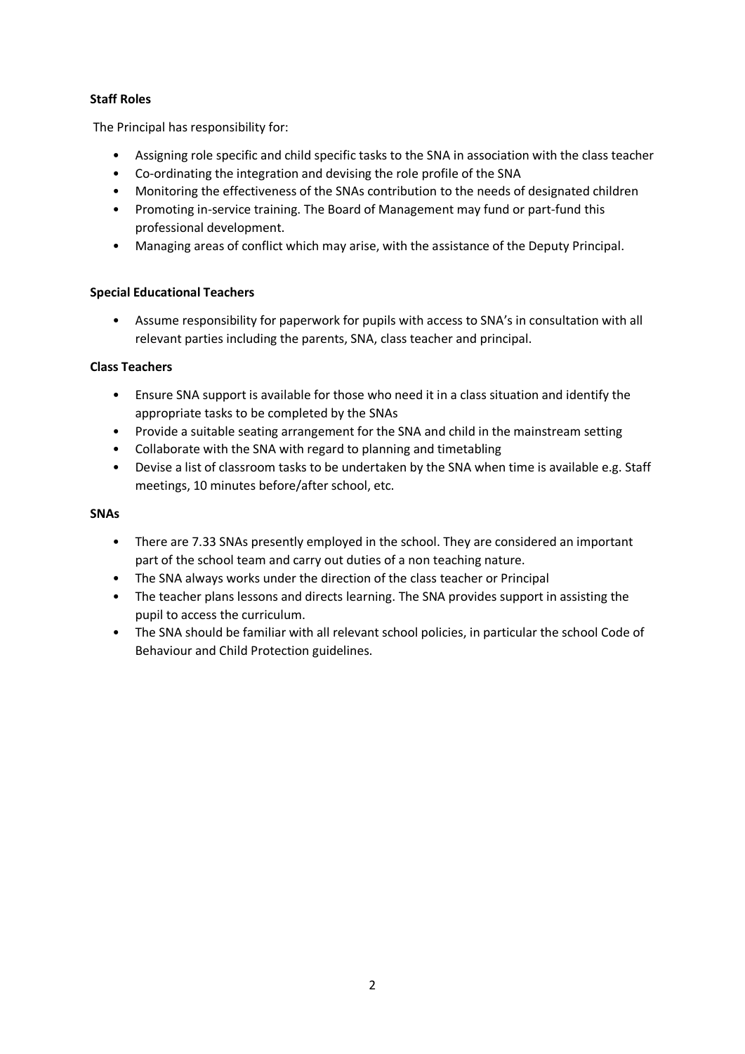**Staff Roles**

The Principal has responsibility for:

- Assigning role specific and child specific tasks to the SNA in association with the class teacher
- Co-ordinating the integration and devising the role profile of the SNA
- Monitoring the effectiveness of the SNAs contribution to the needs of designated children
- Promoting in-service training. The Board of Management may fund or part-fund this professional development.
- Managing areas of conflict which may arise, with the assistance of the Deputy Principal.

**Special Educational Teachers**

- Assume responsibility for paperwork for pupils with access to SNA's in consultation with all relevant parties including the parents, SNA, class teacher and principal.

**Class Teachers**

- Ensure SNA support is available for those who need it in a class situation and identify the appropriate tasks to be completed by the SNAs
- Provide a suitable seating arrangement for the SNA and child in the mainstream setting
- Collaborate with the SNA with regard to planning and timetabling
- Devise a list of classroom tasks to be undertaken by the SNA when time is available e.g. Staff meetings, 10 minutes before/after school, etc.

**SNAs**

- There are 7.33 SNAs presently employed in the school. They are considered an important part of the school team and carry out duties of a non teaching nature.
- The SNA always works under the direction of the class teacher or Principal
- The teacher plans lessons and directs learning. The SNA provides support in assisting the pupil to access the curriculum.
- The SNA should be familiar with all relevant school policies, in particular the school Code of Behaviour and Child Protection guidelines.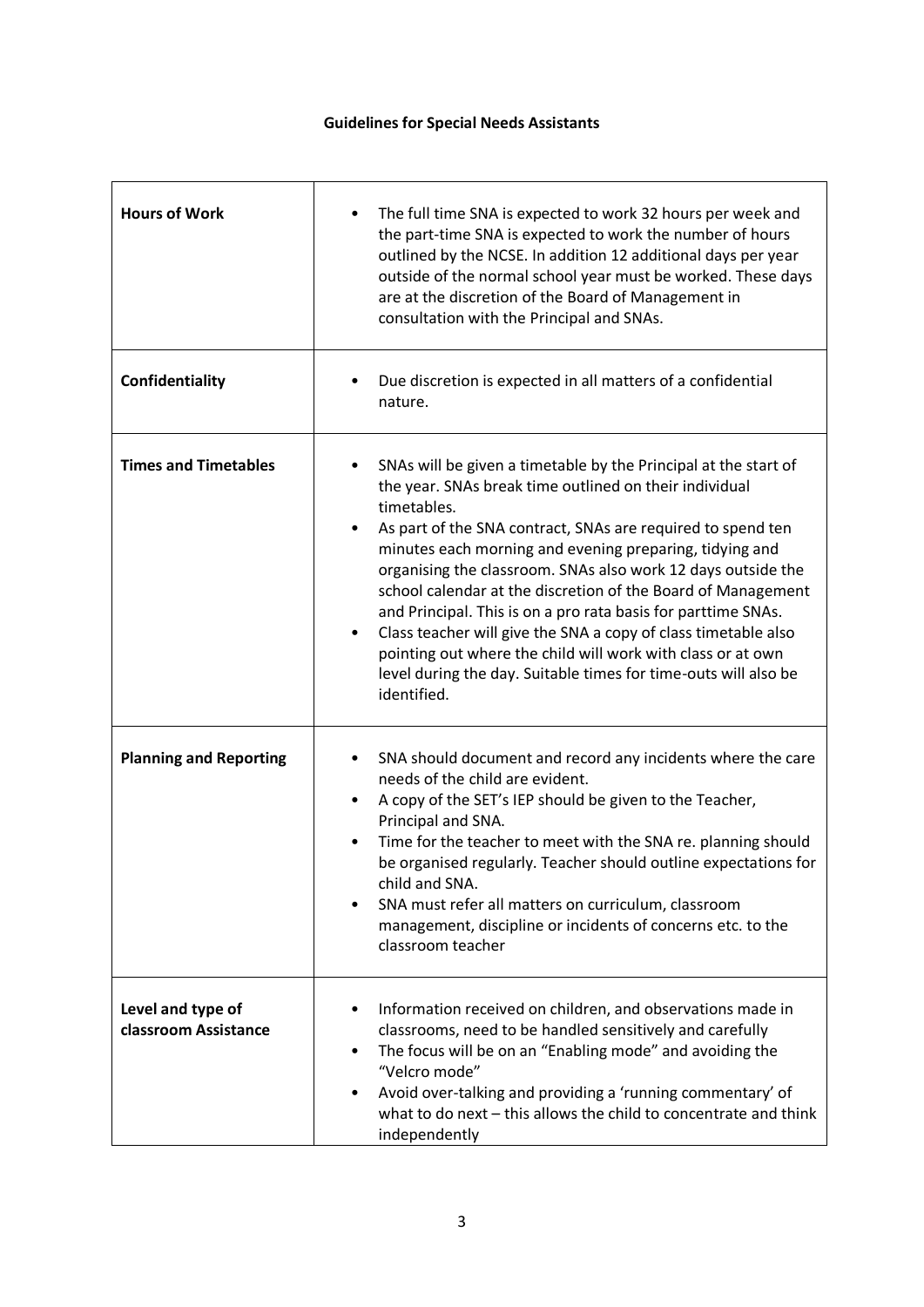**Guidelines for Special Needs Assistants**

| | |
|---|---|
| **Hours of Work** | • The full time SNA is expected to work 32 hours per week and the part-time SNA is expected to work the number of hours outlined by the NCSE. In addition 12 additional days per year outside of the normal school year must be worked. These days are at the discretion of the Board of Management in consultation with the Principal and SNAs. |
| **Confidentiality** | • Due discretion is expected in all matters of a confidential nature. |
| **Times and Timetables** | • SNAs will be given a timetable by the Principal at the start of the year. SNAs break time outlined on their individual timetables.<br>• As part of the SNA contract, SNAs are required to spend ten minutes each morning and evening preparing, tidying and organising the classroom. SNAs also work 12 days outside the school calendar at the discretion of the Board of Management and Principal. This is on a pro rata basis for parttime SNAs.<br>• Class teacher will give the SNA a copy of class timetable also pointing out where the child will work with class or at own level during the day. Suitable times for time-outs will also be identified. |
| **Planning and Reporting** | • SNA should document and record any incidents where the care needs of the child are evident.<br>• A copy of the SET's IEP should be given to the Teacher, Principal and SNA.<br>• Time for the teacher to meet with the SNA re. planning should be organised regularly. Teacher should outline expectations for child and SNA.<br>• SNA must refer all matters on curriculum, classroom management, discipline or incidents of concerns etc. to the classroom teacher |
| **Level and type of classroom Assistance** | • Information received on children, and observations made in classrooms, need to be handled sensitively and carefully<br>• The focus will be on an "Enabling mode" and avoiding the "Velcro mode"<br>• Avoid over-talking and providing a 'running commentary' of what to do next – this allows the child to concentrate and think independently |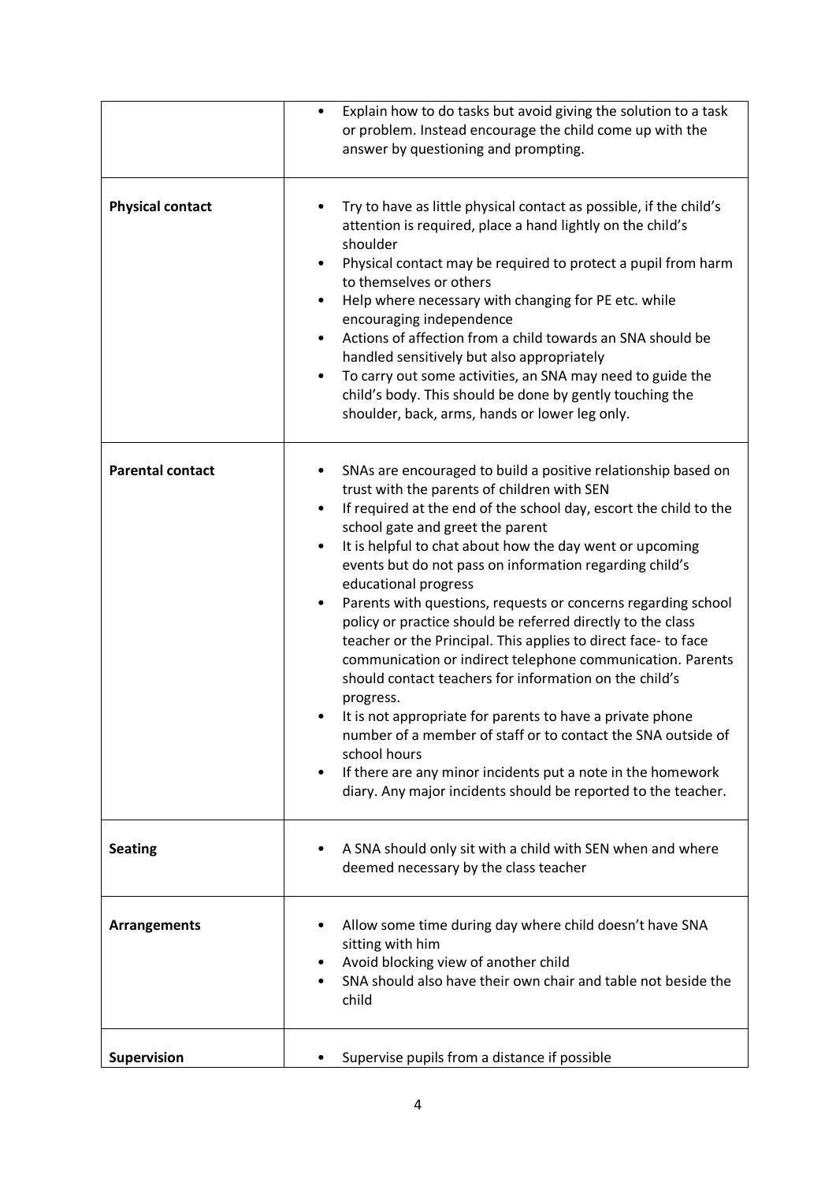|  |  |
|---|---|
|  | • Explain how to do tasks but avoid giving the solution to a task or problem. Instead encourage the child come up with the answer by questioning and prompting. |
| **Physical contact** | • Try to have as little physical contact as possible, if the child's attention is required, place a hand lightly on the child's shoulder<br>• Physical contact may be required to protect a pupil from harm to themselves or others<br>• Help where necessary with changing for PE etc. while encouraging independence<br>• Actions of affection from a child towards an SNA should be handled sensitively but also appropriately<br>• To carry out some activities, an SNA may need to guide the child's body. This should be done by gently touching the shoulder, back, arms, hands or lower leg only. |
| **Parental contact** | • SNAs are encouraged to build a positive relationship based on trust with the parents of children with SEN<br>• If required at the end of the school day, escort the child to the school gate and greet the parent<br>• It is helpful to chat about how the day went or upcoming events but do not pass on information regarding child's educational progress<br>• Parents with questions, requests or concerns regarding school policy or practice should be referred directly to the class teacher or the Principal. This applies to direct face- to face communication or indirect telephone communication. Parents should contact teachers for information on the child's progress.<br>• It is not appropriate for parents to have a private phone number of a member of staff or to contact the SNA outside of school hours<br>• If there are any minor incidents put a note in the homework diary. Any major incidents should be reported to the teacher. |
| **Seating** | • A SNA should only sit with a child with SEN when and where deemed necessary by the class teacher |
| **Arrangements** | • Allow some time during day where child doesn't have SNA sitting with him<br>• Avoid blocking view of another child<br>• SNA should also have their own chair and table not beside the child |
| **Supervision** | • Supervise pupils from a distance if possible |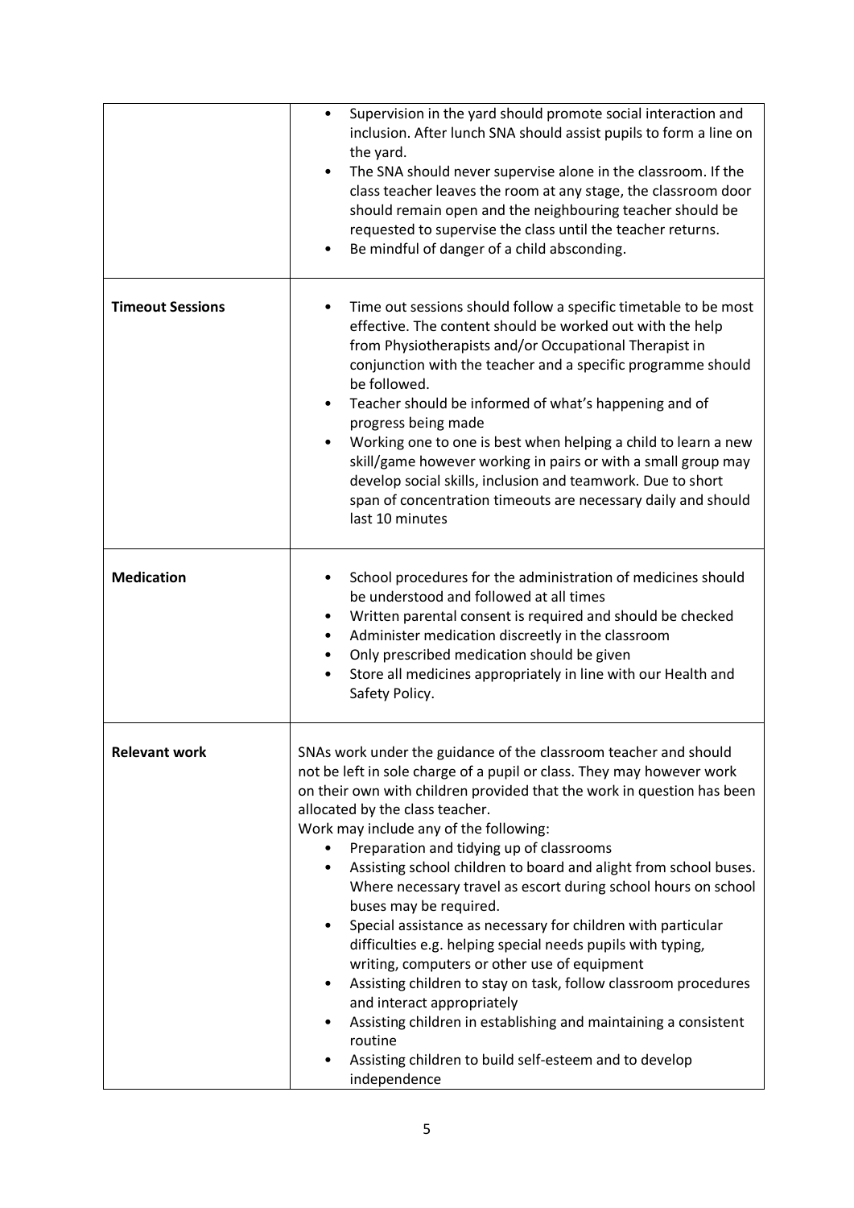| | |
|---|---|
| | • Supervision in the yard should promote social interaction and inclusion. After lunch SNA should assist pupils to form a line on the yard.<br>• The SNA should never supervise alone in the classroom. If the class teacher leaves the room at any stage, the classroom door should remain open and the neighbouring teacher should be requested to supervise the class until the teacher returns.<br>• Be mindful of danger of a child absconding. |
| **Timeout Sessions** | • Time out sessions should follow a specific timetable to be most effective. The content should be worked out with the help from Physiotherapists and/or Occupational Therapist in conjunction with the teacher and a specific programme should be followed.<br>• Teacher should be informed of what's happening and of progress being made<br>• Working one to one is best when helping a child to learn a new skill/game however working in pairs or with a small group may develop social skills, inclusion and teamwork. Due to short span of concentration timeouts are necessary daily and should last 10 minutes |
| **Medication** | • School procedures for the administration of medicines should be understood and followed at all times<br>• Written parental consent is required and should be checked<br>• Administer medication discreetly in the classroom<br>• Only prescribed medication should be given<br>• Store all medicines appropriately in line with our Health and Safety Policy. |
| **Relevant work** | SNAs work under the guidance of the classroom teacher and should not be left in sole charge of a pupil or class. They may however work on their own with children provided that the work in question has been allocated by the class teacher.<br>Work may include any of the following:<br>• Preparation and tidying up of classrooms<br>• Assisting school children to board and alight from school buses. Where necessary travel as escort during school hours on school buses may be required.<br>• Special assistance as necessary for children with particular difficulties e.g. helping special needs pupils with typing, writing, computers or other use of equipment<br>• Assisting children to stay on task, follow classroom procedures and interact appropriately<br>• Assisting children in establishing and maintaining a consistent routine<br>• Assisting children to build self-esteem and to develop independence |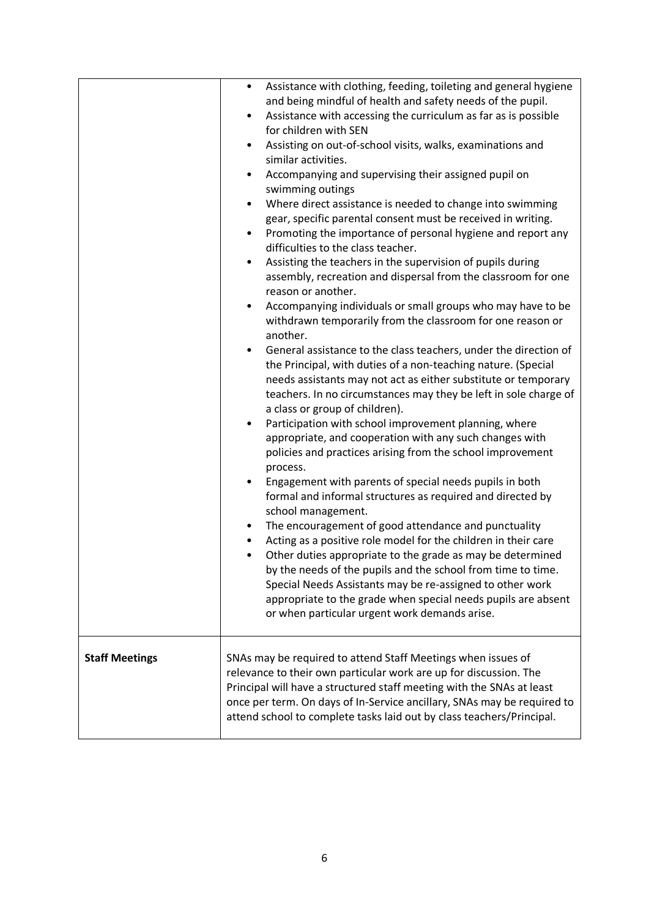| | |
|---|---|
| | • Assistance with clothing, feeding, toileting and general hygiene and being mindful of health and safety needs of the pupil.<br>• Assistance with accessing the curriculum as far as is possible for children with SEN<br>• Assisting on out-of-school visits, walks, examinations and similar activities.<br>• Accompanying and supervising their assigned pupil on swimming outings<br>• Where direct assistance is needed to change into swimming gear, specific parental consent must be received in writing.<br>• Promoting the importance of personal hygiene and report any difficulties to the class teacher.<br>• Assisting the teachers in the supervision of pupils during assembly, recreation and dispersal from the classroom for one reason or another.<br>• Accompanying individuals or small groups who may have to be withdrawn temporarily from the classroom for one reason or another.<br>• General assistance to the class teachers, under the direction of the Principal, with duties of a non-teaching nature. (Special needs assistants may not act as either substitute or temporary teachers. In no circumstances may they be left in sole charge of a class or group of children).<br>• Participation with school improvement planning, where appropriate, and cooperation with any such changes with policies and practices arising from the school improvement process.<br>• Engagement with parents of special needs pupils in both formal and informal structures as required and directed by school management.<br>• The encouragement of good attendance and punctuality<br>• Acting as a positive role model for the children in their care<br>• Other duties appropriate to the grade as may be determined by the needs of the pupils and the school from time to time. Special Needs Assistants may be re-assigned to other work appropriate to the grade when special needs pupils are absent or when particular urgent work demands arise. |
| **Staff Meetings** | SNAs may be required to attend Staff Meetings when issues of relevance to their own particular work are up for discussion. The Principal will have a structured staff meeting with the SNAs at least once per term. On days of In-Service ancillary, SNAs may be required to attend school to complete tasks laid out by class teachers/Principal. |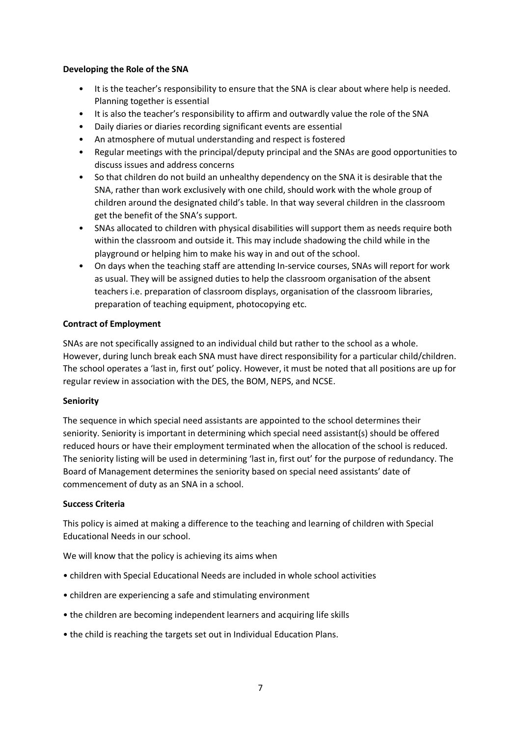**Developing the Role of the SNA**

- It is the teacher's responsibility to ensure that the SNA is clear about where help is needed. Planning together is essential
- It is also the teacher's responsibility to affirm and outwardly value the role of the SNA
- Daily diaries or diaries recording significant events are essential
- An atmosphere of mutual understanding and respect is fostered
- Regular meetings with the principal/deputy principal and the SNAs are good opportunities to discuss issues and address concerns
- So that children do not build an unhealthy dependency on the SNA it is desirable that the SNA, rather than work exclusively with one child, should work with the whole group of children around the designated child's table. In that way several children in the classroom get the benefit of the SNA's support.
- SNAs allocated to children with physical disabilities will support them as needs require both within the classroom and outside it. This may include shadowing the child while in the playground or helping him to make his way in and out of the school.
- On days when the teaching staff are attending In-service courses, SNAs will report for work as usual. They will be assigned duties to help the classroom organisation of the absent teachers i.e. preparation of classroom displays, organisation of the classroom libraries, preparation of teaching equipment, photocopying etc.

**Contract of Employment**

SNAs are not specifically assigned to an individual child but rather to the school as a whole. However, during lunch break each SNA must have direct responsibility for a particular child/children. The school operates a 'last in, first out' policy. However, it must be noted that all positions are up for regular review in association with the DES, the BOM, NEPS, and NCSE.

**Seniority**

The sequence in which special need assistants are appointed to the school determines their seniority. Seniority is important in determining which special need assistant(s) should be offered reduced hours or have their employment terminated when the allocation of the school is reduced. The seniority listing will be used in determining 'last in, first out' for the purpose of redundancy. The Board of Management determines the seniority based on special need assistants' date of commencement of duty as an SNA in a school.

**Success Criteria**

This policy is aimed at making a difference to the teaching and learning of children with Special Educational Needs in our school.

We will know that the policy is achieving its aims when

- children with Special Educational Needs are included in whole school activities
- children are experiencing a safe and stimulating environment
- the children are becoming independent learners and acquiring life skills
- the child is reaching the targets set out in Individual Education Plans.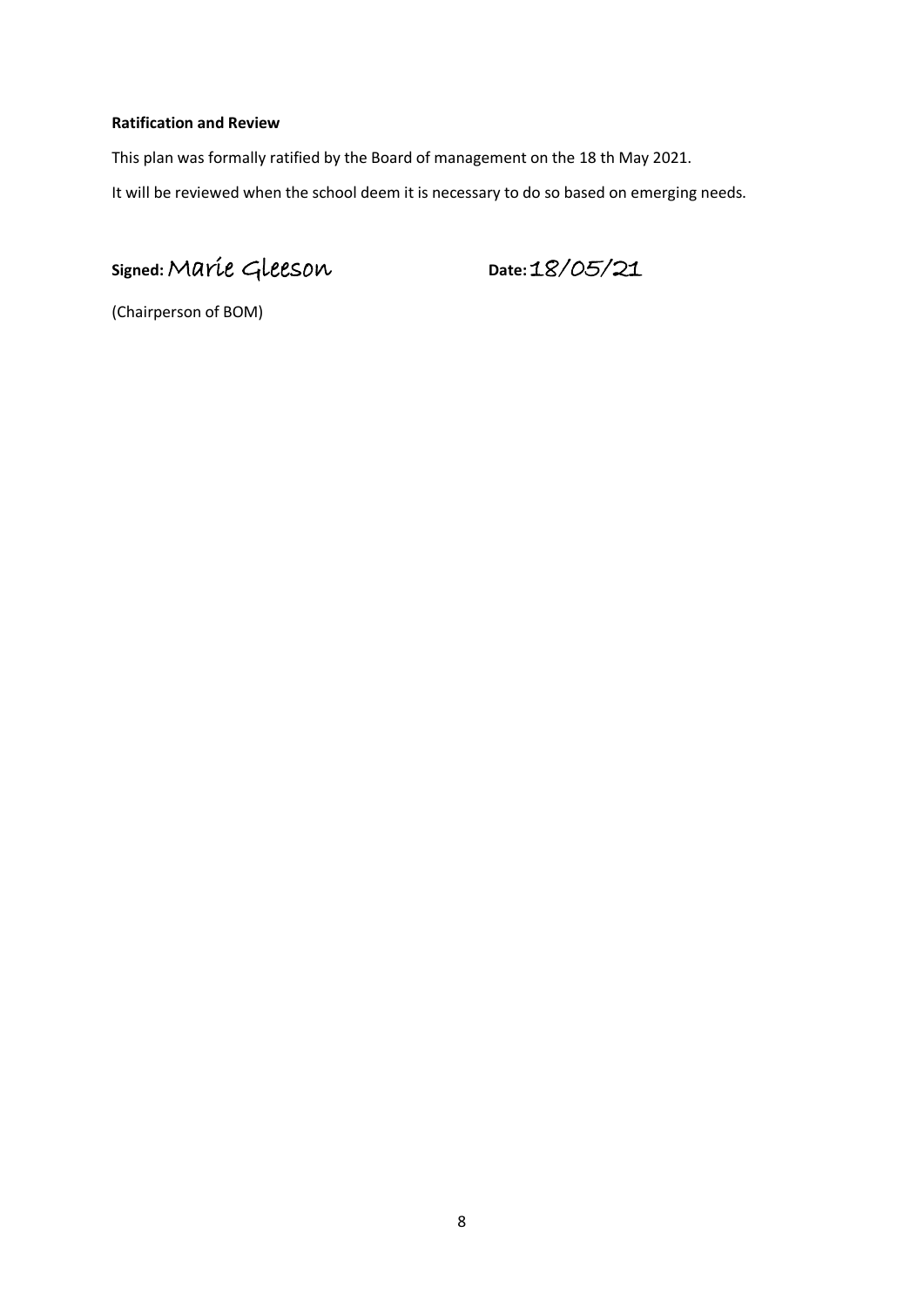**Ratification and Review**

This plan was formally ratified by the Board of management on the 18 th May 2021.

It will be reviewed when the school deem it is necessary to do so based on emerging needs.

**Signed:** Marie Gleeson **Date:** 18/05/21

(Chairperson of BOM)